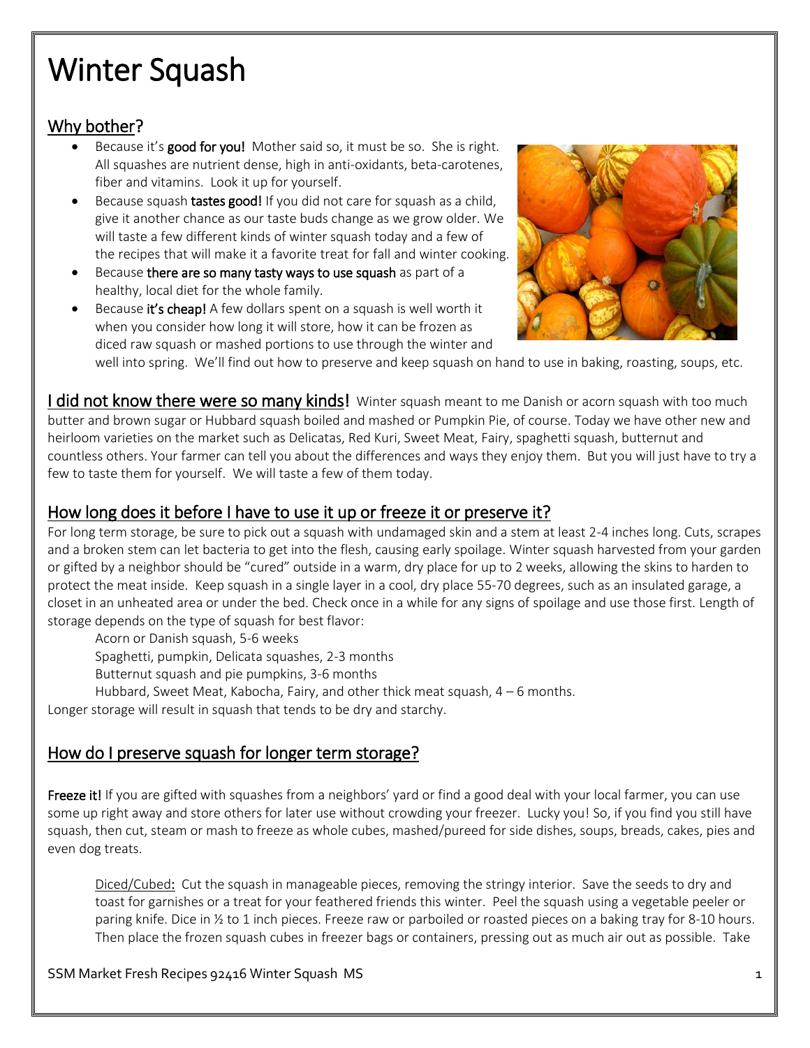# Winter Squash

## Why bother?

- Because it's **good for you!** Mother said so, it must be so. She is right. All squashes are nutrient dense, high in anti-oxidants, beta-carotenes, fiber and vitamins. Look it up for yourself.
- Because squash **tastes good!** If you did not care for squash as a child, give it another chance as our taste buds change as we grow older. We will taste a few different kinds of winter squash today and a few of the recipes that will make it a favorite treat for fall and winter cooking.
- Because **there are so many tasty ways to use squash** as part of a healthy, local diet for the whole family.
- Because **it's cheap!** A few dollars spent on a squash is well worth it when you consider how long it will store, how it can be frozen as diced raw squash or mashed portions to use through the winter and well into spring. We'll find out how to preserve and keep squash on hand to use in baking, roasting, soups, etc.

## I did not know there were so many kinds!

Winter squash meant to me Danish or acorn squash with too much butter and brown sugar or Hubbard squash boiled and mashed or Pumpkin Pie, of course. Today we have other new and heirloom varieties on the market such as Delicatas, Red Kuri, Sweet Meat, Fairy, spaghetti squash, butternut and countless others. Your farmer can tell you about the differences and ways they enjoy them. But you will just have to try a few to taste them for yourself. We will taste a few of them today.

## How long does it before I have to use it up or freeze it or preserve it?

For long term storage, be sure to pick out a squash with undamaged skin and a stem at least 2-4 inches long. Cuts, scrapes and a broken stem can let bacteria to get into the flesh, causing early spoilage. Winter squash harvested from your garden or gifted by a neighbor should be "cured" outside in a warm, dry place for up to 2 weeks, allowing the skins to harden to protect the meat inside. Keep squash in a single layer in a cool, dry place 55-70 degrees, such as an insulated garage, a closet in an unheated area or under the bed. Check once in a while for any signs of spoilage and use those first. Length of storage depends on the type of squash for best flavor:

Acorn or Danish squash, 5-6 weeks
Spaghetti, pumpkin, Delicata squashes, 2-3 months
Butternut squash and pie pumpkins, 3-6 months
Hubbard, Sweet Meat, Kabocha, Fairy, and other thick meat squash, 4 – 6 months.

Longer storage will result in squash that tends to be dry and starchy.

## How do I preserve squash for longer term storage?

**Freeze it!** If you are gifted with squashes from a neighbors' yard or find a good deal with your local farmer, you can use some up right away and store others for later use without crowding your freezer. Lucky you! So, if you find you still have squash, then cut, steam or mash to freeze as whole cubes, mashed/pureed for side dishes, soups, breads, cakes, pies and even dog treats.

Diced/Cubed: Cut the squash in manageable pieces, removing the stringy interior. Save the seeds to dry and toast for garnishes or a treat for your feathered friends this winter. Peel the squash using a vegetable peeler or paring knife. Dice in ½ to 1 inch pieces. Freeze raw or parboiled or roasted pieces on a baking tray for 8-10 hours. Then place the frozen squash cubes in freezer bags or containers, pressing out as much air out as possible. Take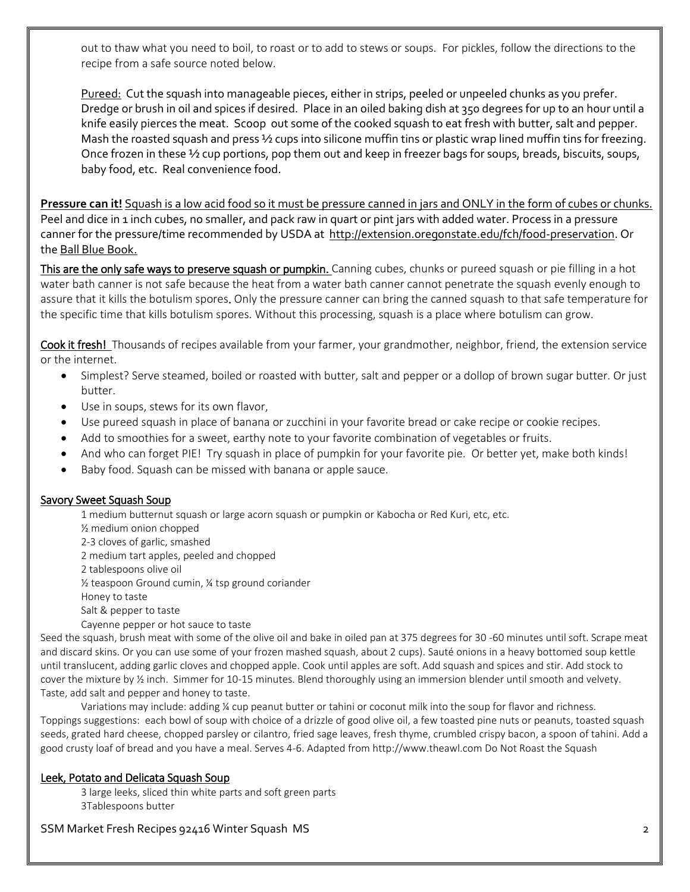out to thaw what you need to boil, to roast or to add to stews or soups. For pickles, follow the directions to the recipe from a safe source noted below.

Pureed: Cut the squash into manageable pieces, either in strips, peeled or unpeeled chunks as you prefer. Dredge or brush in oil and spices if desired. Place in an oiled baking dish at 350 degrees for up to an hour until a knife easily pierces the meat. Scoop out some of the cooked squash to eat fresh with butter, salt and pepper. Mash the roasted squash and press ½ cups into silicone muffin tins or plastic wrap lined muffin tins for freezing. Once frozen in these ½ cup portions, pop them out and keep in freezer bags for soups, breads, biscuits, soups, baby food, etc. Real convenience food.

**Pressure can it!** Squash is a low acid food so it must be pressure canned in jars and ONLY in the form of cubes or chunks. Peel and dice in 1 inch cubes, no smaller, and pack raw in quart or pint jars with added water. Process in a pressure canner for the pressure/time recommended by USDA at http://extension.oregonstate.edu/fch/food-preservation. Or the Ball Blue Book.

This are the only safe ways to preserve squash or pumpkin. Canning cubes, chunks or pureed squash or pie filling in a hot water bath canner is not safe because the heat from a water bath canner cannot penetrate the squash evenly enough to assure that it kills the botulism spores. Only the pressure canner can bring the canned squash to that safe temperature for the specific time that kills botulism spores. Without this processing, squash is a place where botulism can grow.

Cook it fresh! Thousands of recipes available from your farmer, your grandmother, neighbor, friend, the extension service or the internet.

- Simplest? Serve steamed, boiled or roasted with butter, salt and pepper or a dollop of brown sugar butter. Or just butter.
- Use in soups, stews for its own flavor,
- Use pureed squash in place of banana or zucchini in your favorite bread or cake recipe or cookie recipes.
- Add to smoothies for a sweet, earthy note to your favorite combination of vegetables or fruits.
- And who can forget PIE! Try squash in place of pumpkin for your favorite pie. Or better yet, make both kinds!
- Baby food. Squash can be missed with banana or apple sauce.

## Savory Sweet Squash Soup

1 medium butternut squash or large acorn squash or pumpkin or Kabocha or Red Kuri, etc, etc.
½ medium onion chopped
2-3 cloves of garlic, smashed
2 medium tart apples, peeled and chopped
2 tablespoons olive oil
½ teaspoon Ground cumin, ¼ tsp ground coriander
Honey to taste
Salt & pepper to taste
Cayenne pepper or hot sauce to taste

Seed the squash, brush meat with some of the olive oil and bake in oiled pan at 375 degrees for 30 -60 minutes until soft. Scrape meat and discard skins. Or you can use some of your frozen mashed squash, about 2 cups). Sauté onions in a heavy bottomed soup kettle until translucent, adding garlic cloves and chopped apple. Cook until apples are soft. Add squash and spices and stir. Add stock to cover the mixture by ½ inch. Simmer for 10-15 minutes. Blend thoroughly using an immersion blender until smooth and velvety. Taste, add salt and pepper and honey to taste.

Variations may include: adding ¼ cup peanut butter or tahini or coconut milk into the soup for flavor and richness. Toppings suggestions: each bowl of soup with choice of a drizzle of good olive oil, a few toasted pine nuts or peanuts, toasted squash seeds, grated hard cheese, chopped parsley or cilantro, fried sage leaves, fresh thyme, crumbled crispy bacon, a spoon of tahini. Add a good crusty loaf of bread and you have a meal. Serves 4-6. Adapted from http://www.theawl.com Do Not Roast the Squash

## Leek, Potato and Delicata Squash Soup

3 large leeks, sliced thin white parts and soft green parts
3Tablespoons butter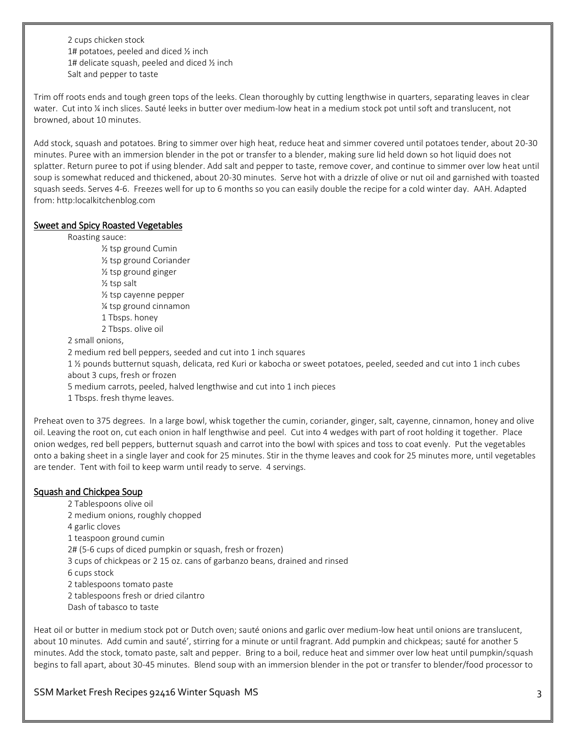2 cups chicken stock
1# potatoes, peeled and diced ½ inch
1# delicate squash, peeled and diced ½ inch
Salt and pepper to taste

Trim off roots ends and tough green tops of the leeks. Clean thoroughly by cutting lengthwise in quarters, separating leaves in clear water. Cut into ¼ inch slices. Sauté leeks in butter over medium-low heat in a medium stock pot until soft and translucent, not browned, about 10 minutes.

Add stock, squash and potatoes. Bring to simmer over high heat, reduce heat and simmer covered until potatoes tender, about 20-30 minutes. Puree with an immersion blender in the pot or transfer to a blender, making sure lid held down so hot liquid does not splatter. Return puree to pot if using blender. Add salt and pepper to taste, remove cover, and continue to simmer over low heat until soup is somewhat reduced and thickened, about 20-30 minutes. Serve hot with a drizzle of olive or nut oil and garnished with toasted squash seeds. Serves 4-6. Freezes well for up to 6 months so you can easily double the recipe for a cold winter day. AAH. Adapted from: http:localkitchenblog.com

## Sweet and Spicy Roasted Vegetables

Roasting sauce:

- ½ tsp ground Cumin
- ½ tsp ground Coriander
- ½ tsp ground ginger
- ½ tsp salt
- ½ tsp cayenne pepper
- ¼ tsp ground cinnamon
- 1 Tbsps. honey
- 2 Tbsps. olive oil

2 small onions,
2 medium red bell peppers, seeded and cut into 1 inch squares
1 ½ pounds butternut squash, delicata, red Kuri or kabocha or sweet potatoes, peeled, seeded and cut into 1 inch cubes about 3 cups, fresh or frozen
5 medium carrots, peeled, halved lengthwise and cut into 1 inch pieces
1 Tbsps. fresh thyme leaves.

Preheat oven to 375 degrees. In a large bowl, whisk together the cumin, coriander, ginger, salt, cayenne, cinnamon, honey and olive oil. Leaving the root on, cut each onion in half lengthwise and peel. Cut into 4 wedges with part of root holding it together. Place onion wedges, red bell peppers, butternut squash and carrot into the bowl with spices and toss to coat evenly. Put the vegetables onto a baking sheet in a single layer and cook for 25 minutes. Stir in the thyme leaves and cook for 25 minutes more, until vegetables are tender. Tent with foil to keep warm until ready to serve. 4 servings.

## Squash and Chickpea Soup

2 Tablespoons olive oil
2 medium onions, roughly chopped
4 garlic cloves
1 teaspoon ground cumin
2# (5-6 cups of diced pumpkin or squash, fresh or frozen)
3 cups of chickpeas or 2 15 oz. cans of garbanzo beans, drained and rinsed
6 cups stock
2 tablespoons tomato paste
2 tablespoons fresh or dried cilantro
Dash of tabasco to taste

Heat oil or butter in medium stock pot or Dutch oven; sauté onions and garlic over medium-low heat until onions are translucent, about 10 minutes. Add cumin and sauté', stirring for a minute or until fragrant. Add pumpkin and chickpeas; sauté for another 5 minutes. Add the stock, tomato paste, salt and pepper. Bring to a boil, reduce heat and simmer over low heat until pumpkin/squash begins to fall apart, about 30-45 minutes. Blend soup with an immersion blender in the pot or transfer to blender/food processor to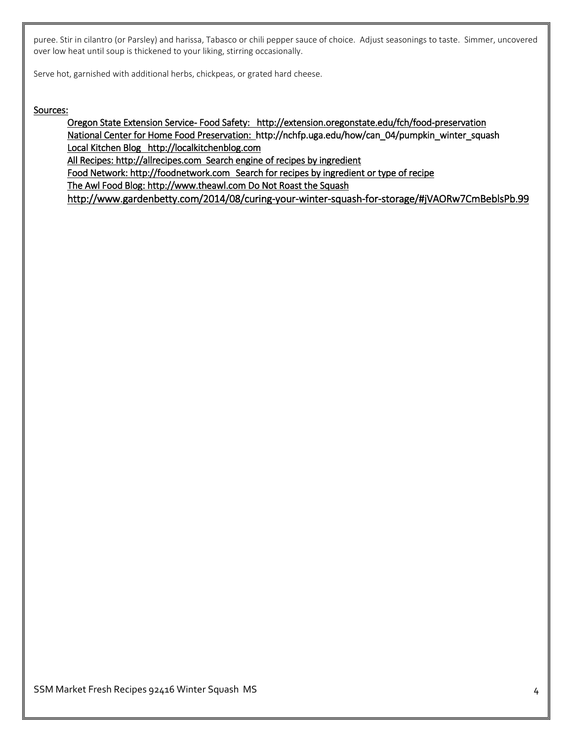puree. Stir in cilantro (or Parsley) and harissa, Tabasco or chili pepper sauce of choice. Adjust seasonings to taste. Simmer, uncovered over low heat until soup is thickened to your liking, stirring occasionally.

Serve hot, garnished with additional herbs, chickpeas, or grated hard cheese.

## Sources:

- Oregon State Extension Service- Food Safety: http://extension.oregonstate.edu/fch/food-preservation
- National Center for Home Food Preservation: http://nchfp.uga.edu/how/can_04/pumpkin_winter_squash
- Local Kitchen Blog http://localkitchenblog.com
- All Recipes: http://allrecipes.com Search engine of recipes by ingredient
- Food Network: http://foodnetwork.com Search for recipes by ingredient or type of recipe
- The Awl Food Blog: http://www.theawl.com Do Not Roast the Squash
- http://www.gardenbetty.com/2014/08/curing-your-winter-squash-for-storage/#jVAORw7CmBeblsPb.99